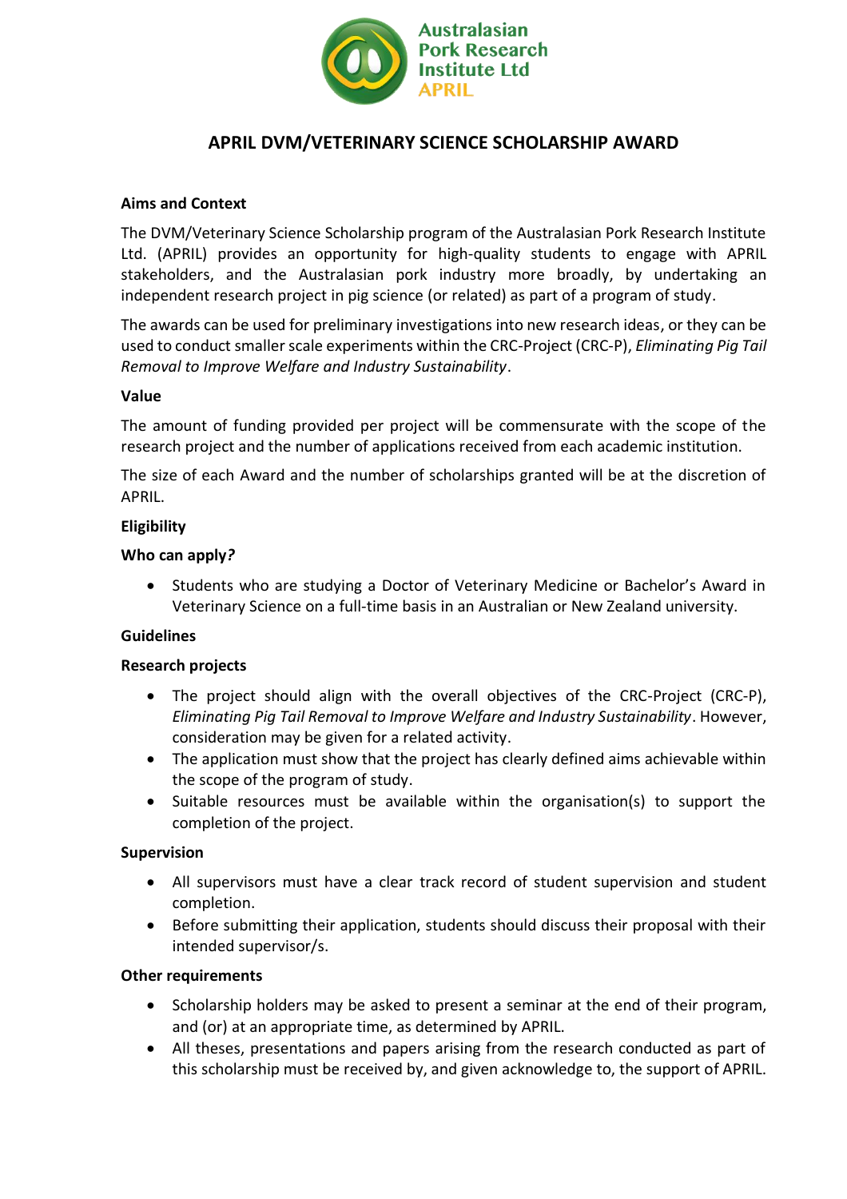Australasian Pork Research Institute Ltd APRIL

# APRIL DVM/VETERINARY SCIENCE SCHOLARSHIP AWARD

**Aims and Context**

The DVM/Veterinary Science Scholarship program of the Australasian Pork Research Institute Ltd. (APRIL) provides an opportunity for high-quality students to engage with APRIL stakeholders, and the Australasian pork industry more broadly, by undertaking an independent research project in pig science (or related) as part of a program of study.

The awards can be used for preliminary investigations into new research ideas, or they can be used to conduct smaller scale experiments within the CRC-Project (CRC-P), *Eliminating Pig Tail Removal to Improve Welfare and Industry Sustainability*.

**Value**

The amount of funding provided per project will be commensurate with the scope of the research project and the number of applications received from each academic institution.

The size of each Award and the number of scholarships granted will be at the discretion of APRIL.

**Eligibility**

**Who can apply?**

- Students who are studying a Doctor of Veterinary Medicine or Bachelor's Award in Veterinary Science on a full-time basis in an Australian or New Zealand university.

**Guidelines**

**Research projects**

- The project should align with the overall objectives of the CRC-Project (CRC-P), *Eliminating Pig Tail Removal to Improve Welfare and Industry Sustainability*. However, consideration may be given for a related activity.
- The application must show that the project has clearly defined aims achievable within the scope of the program of study.
- Suitable resources must be available within the organisation(s) to support the completion of the project.

**Supervision**

- All supervisors must have a clear track record of student supervision and student completion.
- Before submitting their application, students should discuss their proposal with their intended supervisor/s.

**Other requirements**

- Scholarship holders may be asked to present a seminar at the end of their program, and (or) at an appropriate time, as determined by APRIL.
- All theses, presentations and papers arising from the research conducted as part of this scholarship must be received by, and given acknowledge to, the support of APRIL.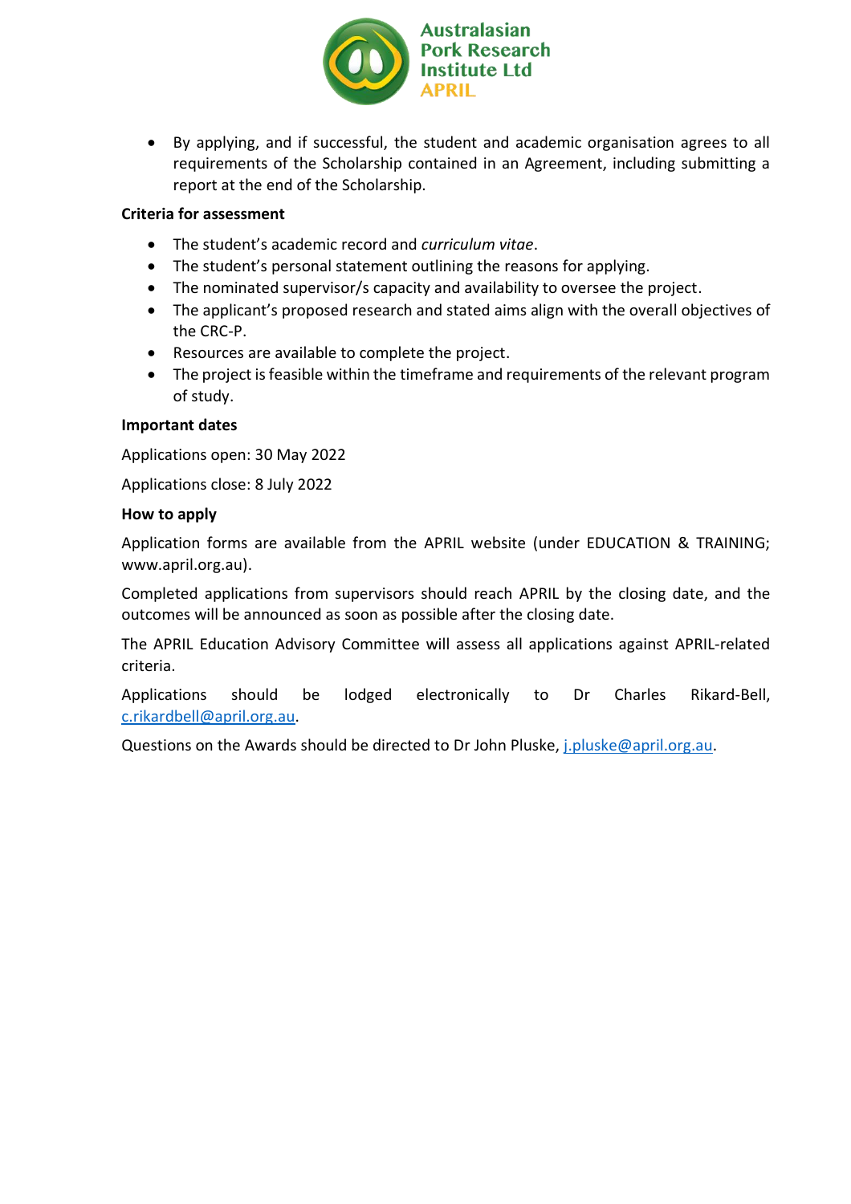- By applying, and if successful, the student and academic organisation agrees to all requirements of the Scholarship contained in an Agreement, including submitting a report at the end of the Scholarship.

**Criteria for assessment**

- The student's academic record and *curriculum vitae*.
- The student's personal statement outlining the reasons for applying.
- The nominated supervisor/s capacity and availability to oversee the project.
- The applicant's proposed research and stated aims align with the overall objectives of the CRC-P.
- Resources are available to complete the project.
- The project is feasible within the timeframe and requirements of the relevant program of study.

**Important dates**

Applications open: 30 May 2022

Applications close: 8 July 2022

**How to apply**

Application forms are available from the APRIL website (under EDUCATION & TRAINING; www.april.org.au).

Completed applications from supervisors should reach APRIL by the closing date, and the outcomes will be announced as soon as possible after the closing date.

The APRIL Education Advisory Committee will assess all applications against APRIL-related criteria.

Applications should be lodged electronically to Dr Charles Rikard-Bell, c.rikardbell@april.org.au.

Questions on the Awards should be directed to Dr John Pluske, j.pluske@april.org.au.